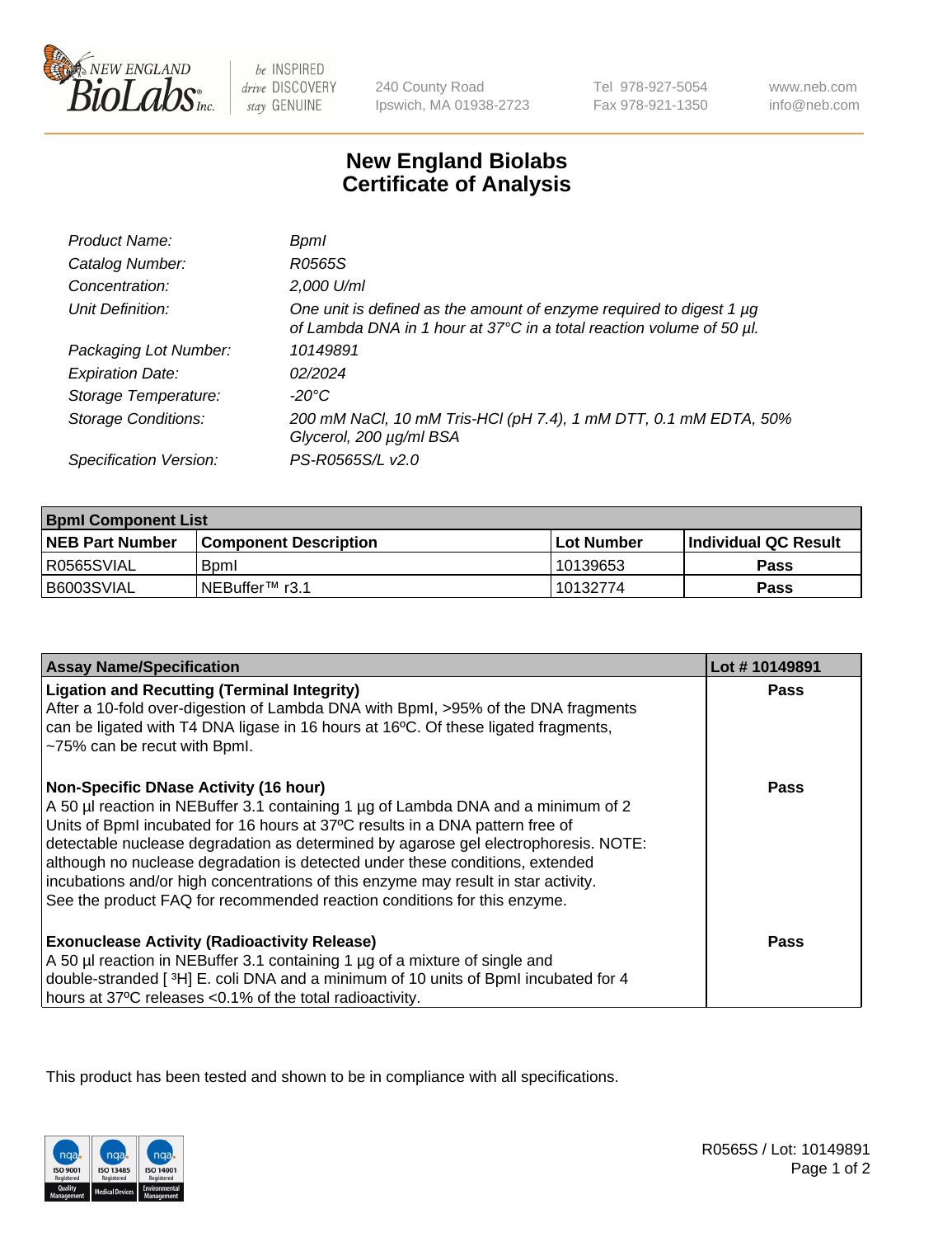240 County Road
Ipswich, MA 01938-2723

Tel 978-927-5054
Fax 978-921-1350

www.neb.com
info@neb.com

# New England Biolabs
# Certificate of Analysis

| | |
|---|---|
| *Product Name:* | *BpmI* |
| *Catalog Number:* | *R0565S* |
| *Concentration:* | *2,000 U/ml* |
| *Unit Definition:* | *One unit is defined as the amount of enzyme required to digest 1 µg of Lambda DNA in 1 hour at 37°C in a total reaction volume of 50 µl.* |
| *Packaging Lot Number:* | *10149891* |
| *Expiration Date:* | *02/2024* |
| *Storage Temperature:* | *-20°C* |
| *Storage Conditions:* | *200 mM NaCl, 10 mM Tris-HCl (pH 7.4), 1 mM DTT, 0.1 mM EDTA, 50% Glycerol, 200 µg/ml BSA* |
| *Specification Version:* | *PS-R0565S/L v2.0* |

| **BpmI Component List** | | | |
|---|---|---|---|
| **NEB Part Number** | **Component Description** | **Lot Number** | **Individual QC Result** |
| R0565SVIAL | BpmI | 10139653 | **Pass** |
| B6003SVIAL | NEBuffer™ r3.1 | 10132774 | **Pass** |

| **Assay Name/Specification** | **Lot # 10149891** |
|---|---|
| **Ligation and Recutting (Terminal Integrity)** After a 10-fold over-digestion of Lambda DNA with BpmI, >95% of the DNA fragments can be ligated with T4 DNA ligase in 16 hours at 16ºC. Of these ligated fragments, ~75% can be recut with BpmI. | **Pass** |
| **Non-Specific DNase Activity (16 hour)** A 50 µl reaction in NEBuffer 3.1 containing 1 µg of Lambda DNA and a minimum of 2 Units of BpmI incubated for 16 hours at 37ºC results in a DNA pattern free of detectable nuclease degradation as determined by agarose gel electrophoresis. NOTE: although no nuclease degradation is detected under these conditions, extended incubations and/or high concentrations of this enzyme may result in star activity. See the product FAQ for recommended reaction conditions for this enzyme. | **Pass** |
| **Exonuclease Activity (Radioactivity Release)** A 50 µl reaction in NEBuffer 3.1 containing 1 µg of a mixture of single and double-stranded [ $^{3}$H] E. coli DNA and a minimum of 10 units of BpmI incubated for 4 hours at 37ºC releases <0.1% of the total radioactivity. | **Pass** |

This product has been tested and shown to be in compliance with all specifications.

R0565S / Lot: 10149891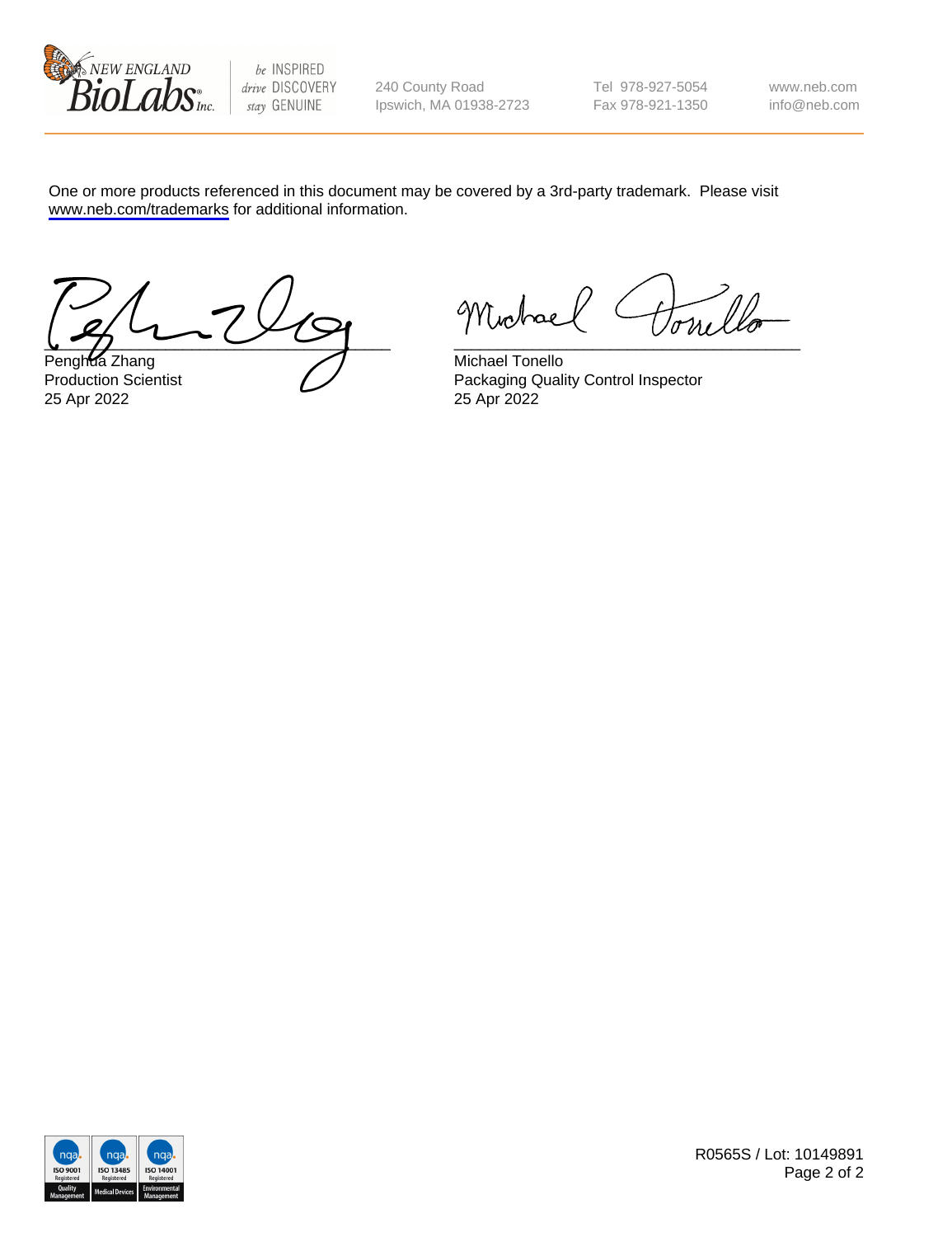One or more products referenced in this document may be covered by a 3rd-party trademark. Please visit www.neb.com/trademarks for additional information.

Penghua Zhang
Production Scientist
25 Apr 2022

Michael Tonello
Packaging Quality Control Inspector
25 Apr 2022

R0565S / Lot: 10149891